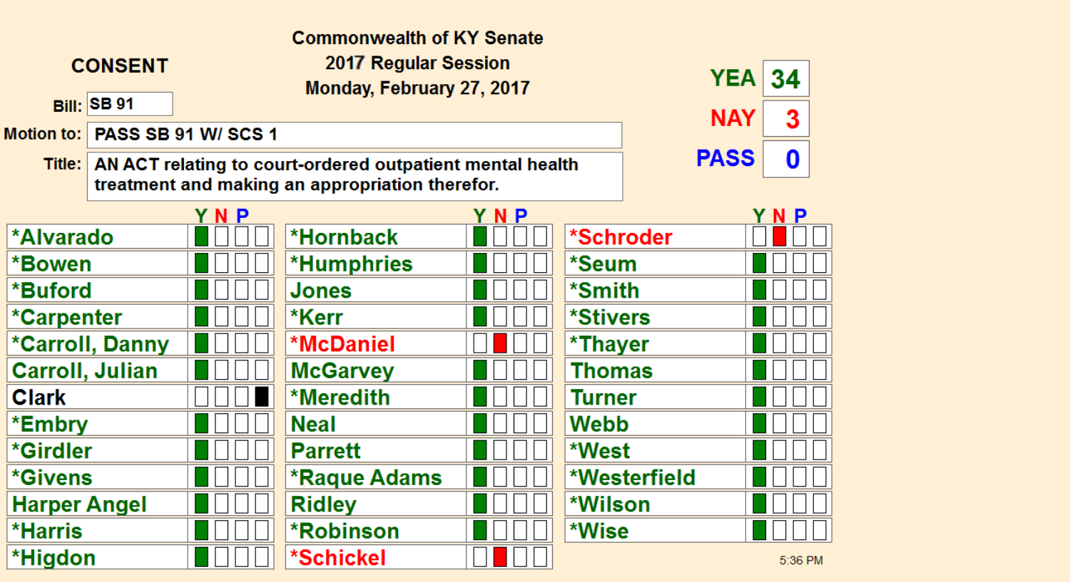**CONSENT**

**Commonwealth of KY Senate**
**2017 Regular Session**
**Monday, February 27, 2017**

**Bill:** SB 91

**Motion to:** PASS SB 91 W/ SCS 1

**Title:** AN ACT relating to court-ordered outpatient mental health treatment and making an appropriation therefor.

| | |
|---|---|
| YEA | 34 |
| NAY | 3 |
| PASS | 0 |

| Senator | Y | N | P | |
|---|---|---|---|---|
| *Alvarado | ■ | | | |
| *Bowen | ■ | | | |
| *Buford | ■ | | | |
| *Carpenter | ■ | | | |
| *Carroll, Danny | ■ | | | |
| Carroll, Julian | ■ | | | |
| Clark | | | | ■ |
| *Embry | ■ | | | |
| *Girdler | ■ | | | |
| *Givens | ■ | | | |
| Harper Angel | ■ | | | |
| *Harris | ■ | | | |
| *Higdon | ■ | | | |
| *Hornback | ■ | | | |
| *Humphries | ■ | | | |
| Jones | ■ | | | |
| *Kerr | ■ | | | |
| *McDaniel | | ■ | | |
| McGarvey | ■ | | | |
| *Meredith | ■ | | | |
| Neal | ■ | | | |
| Parrett | ■ | | | |
| *Raque Adams | ■ | | | |
| Ridley | ■ | | | |
| *Robinson | ■ | | | |
| *Schickel | | ■ | | |
| *Schroder | | ■ | | |
| *Seum | ■ | | | |
| *Smith | ■ | | | |
| *Stivers | ■ | | | |
| *Thayer | ■ | | | |
| Thomas | ■ | | | |
| Turner | ■ | | | |
| Webb | ■ | | | |
| *West | ■ | | | |
| *Westerfield | ■ | | | |
| *Wilson | ■ | | | |
| *Wise | ■ | | | |

5:36 PM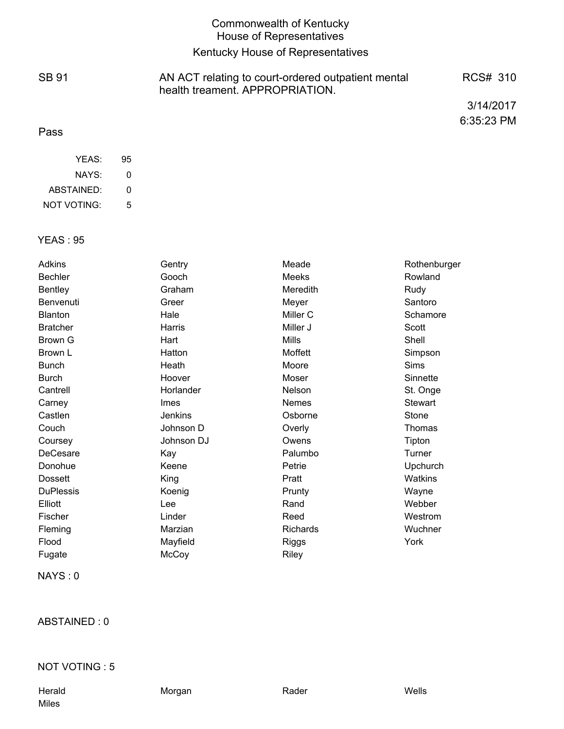# Commonwealth of Kentucky
## House of Representatives
## Kentucky House of Representatives

SB 91 — AN ACT relating to court-ordered outpatient mental health treament. APPROPRIATION. — RCS# 310

3/14/2017
6:35:23 PM

Pass

| | |
|---|---|
| YEAS: | 95 |
| NAYS: | 0 |
| ABSTAINED: | 0 |
| NOT VOTING: | 5 |

YEAS : 95

| | | | |
|---|---|---|---|
| Adkins | Gentry | Meade | Rothenburger |
| Bechler | Gooch | Meeks | Rowland |
| Bentley | Graham | Meredith | Rudy |
| Benvenuti | Greer | Meyer | Santoro |
| Blanton | Hale | Miller C | Schamore |
| Bratcher | Harris | Miller J | Scott |
| Brown G | Hart | Mills | Shell |
| Brown L | Hatton | Moffett | Simpson |
| Bunch | Heath | Moore | Sims |
| Burch | Hoover | Moser | Sinnette |
| Cantrell | Horlander | Nelson | St. Onge |
| Carney | Imes | Nemes | Stewart |
| Castlen | Jenkins | Osborne | Stone |
| Couch | Johnson D | Overly | Thomas |
| Coursey | Johnson DJ | Owens | Tipton |
| DeCesare | Kay | Palumbo | Turner |
| Donohue | Keene | Petrie | Upchurch |
| Dossett | King | Pratt | Watkins |
| DuPlessis | Koenig | Prunty | Wayne |
| Elliott | Lee | Rand | Webber |
| Fischer | Linder | Reed | Westrom |
| Fleming | Marzian | Richards | Wuchner |
| Flood | Mayfield | Riggs | York |
| Fugate | McCoy | Riley | |

NAYS : 0

ABSTAINED : 0

NOT VOTING : 5

| | | | |
|---|---|---|---|
| Herald | Morgan | Rader | Wells |
| Miles | | | |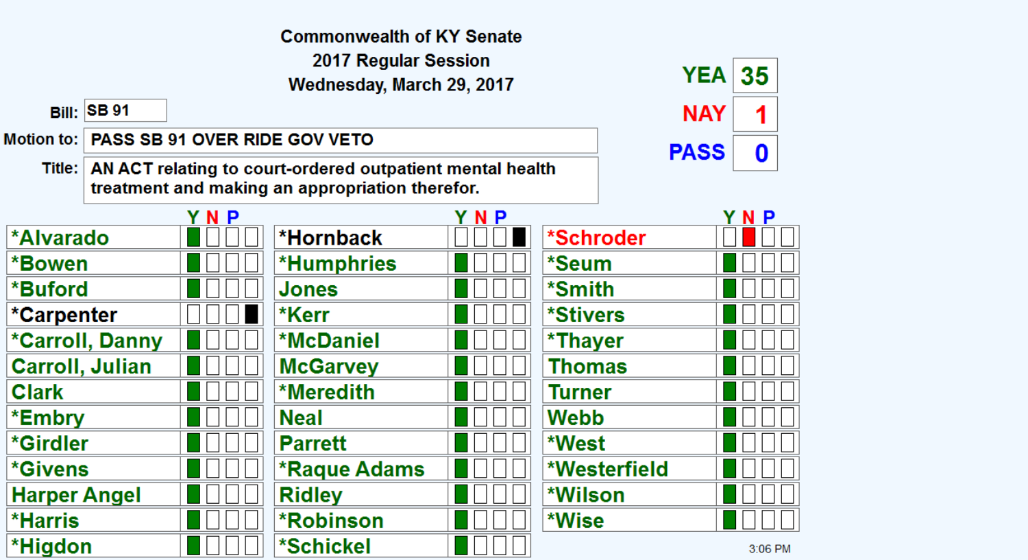**Commonwealth of KY Senate**
**2017 Regular Session**
**Wednesday, March 29, 2017**

**Bill:** SB 91

**Motion to:** PASS SB 91 OVER RIDE GOV VETO

**Title:** AN ACT relating to court-ordered outpatient mental health treatment and making an appropriation therefor.

| | |
|---|---|
| YEA | 35 |
| NAY | 1 |
| PASS | 0 |

| Senator | Y | N | P | | Senator | Y | N | P | | Senator | Y | N | P | |
|---|---|---|---|---|---|---|---|---|---|---|---|---|---|---|
| *Alvarado | X | | | | *Hornback | | | | X | *Schroder | | X | | |
| *Bowen | X | | | | *Humphries | X | | | | *Seum | X | | | |
| *Buford | X | | | | Jones | X | | | | *Smith | X | | | |
| *Carpenter | | | | X | *Kerr | X | | | | *Stivers | X | | | |
| *Carroll, Danny | X | | | | *McDaniel | X | | | | *Thayer | X | | | |
| Carroll, Julian | X | | | | McGarvey | X | | | | Thomas | X | | | |
| Clark | X | | | | *Meredith | X | | | | Turner | X | | | |
| *Embry | X | | | | Neal | X | | | | Webb | X | | | |
| *Girdler | X | | | | Parrett | X | | | | *West | X | | | |
| *Givens | X | | | | *Raque Adams | X | | | | *Westerfield | X | | | |
| Harper Angel | X | | | | Ridley | X | | | | *Wilson | X | | | |
| *Harris | X | | | | *Robinson | X | | | | *Wise | X | | | |
| *Higdon | X | | | | *Schickel | X | | | | | | | | |

3:06 PM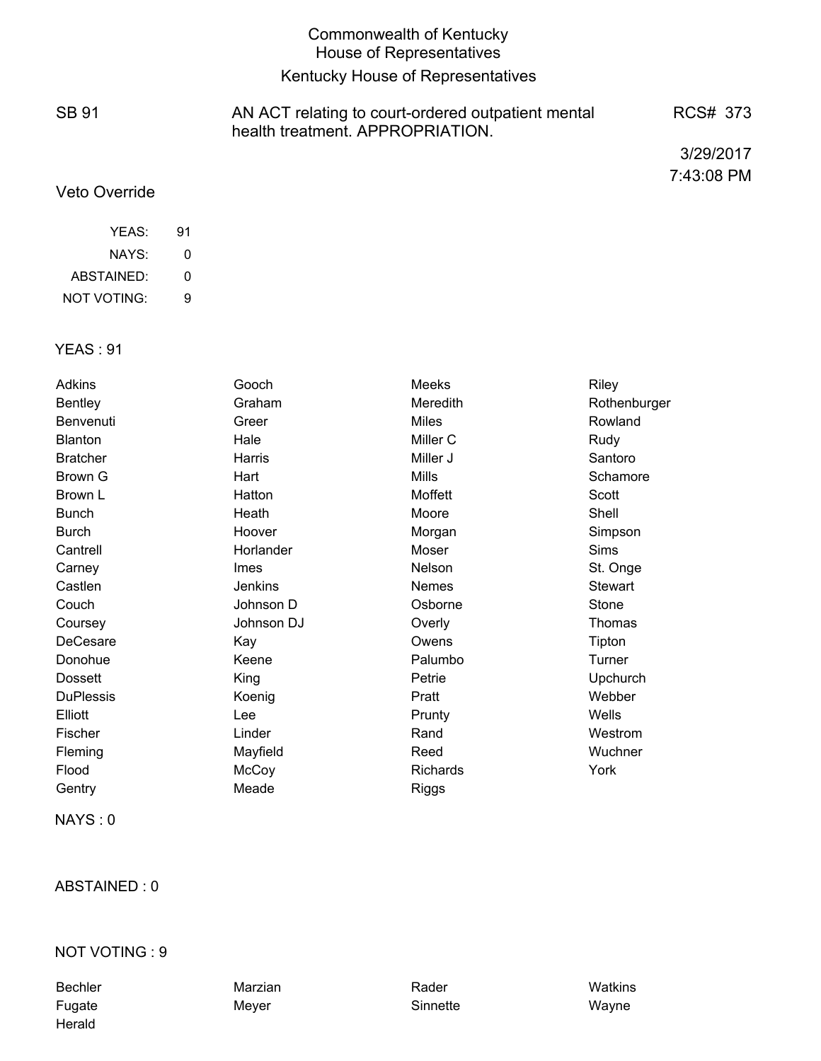# Commonwealth of Kentucky
## House of Representatives
## Kentucky House of Representatives

| | | |
|---|---|---|
| SB 91 | AN ACT relating to court-ordered outpatient mental health treatment. APPROPRIATION. | RCS# 373 |
| | | 3/29/2017 |
| | | 7:43:08 PM |

Veto Override

| | |
|---|---|
| YEAS: | 91 |
| NAYS: | 0 |
| ABSTAINED: | 0 |
| NOT VOTING: | 9 |

YEAS : 91

| | | | |
|---|---|---|---|
| Adkins | Gooch | Meeks | Riley |
| Bentley | Graham | Meredith | Rothenburger |
| Benvenuti | Greer | Miles | Rowland |
| Blanton | Hale | Miller C | Rudy |
| Bratcher | Harris | Miller J | Santoro |
| Brown G | Hart | Mills | Schamore |
| Brown L | Hatton | Moffett | Scott |
| Bunch | Heath | Moore | Shell |
| Burch | Hoover | Morgan | Simpson |
| Cantrell | Horlander | Moser | Sims |
| Carney | Imes | Nelson | St. Onge |
| Castlen | Jenkins | Nemes | Stewart |
| Couch | Johnson D | Osborne | Stone |
| Coursey | Johnson DJ | Overly | Thomas |
| DeCesare | Kay | Owens | Tipton |
| Donohue | Keene | Palumbo | Turner |
| Dossett | King | Petrie | Upchurch |
| DuPlessis | Koenig | Pratt | Webber |
| Elliott | Lee | Prunty | Wells |
| Fischer | Linder | Rand | Westrom |
| Fleming | Mayfield | Reed | Wuchner |
| Flood | McCoy | Richards | York |
| Gentry | Meade | Riggs | |

NAYS : 0

ABSTAINED : 0

NOT VOTING : 9

| | | | |
|---|---|---|---|
| Bechler | Marzian | Rader | Watkins |
| Fugate | Meyer | Sinnette | Wayne |
| Herald | | | |